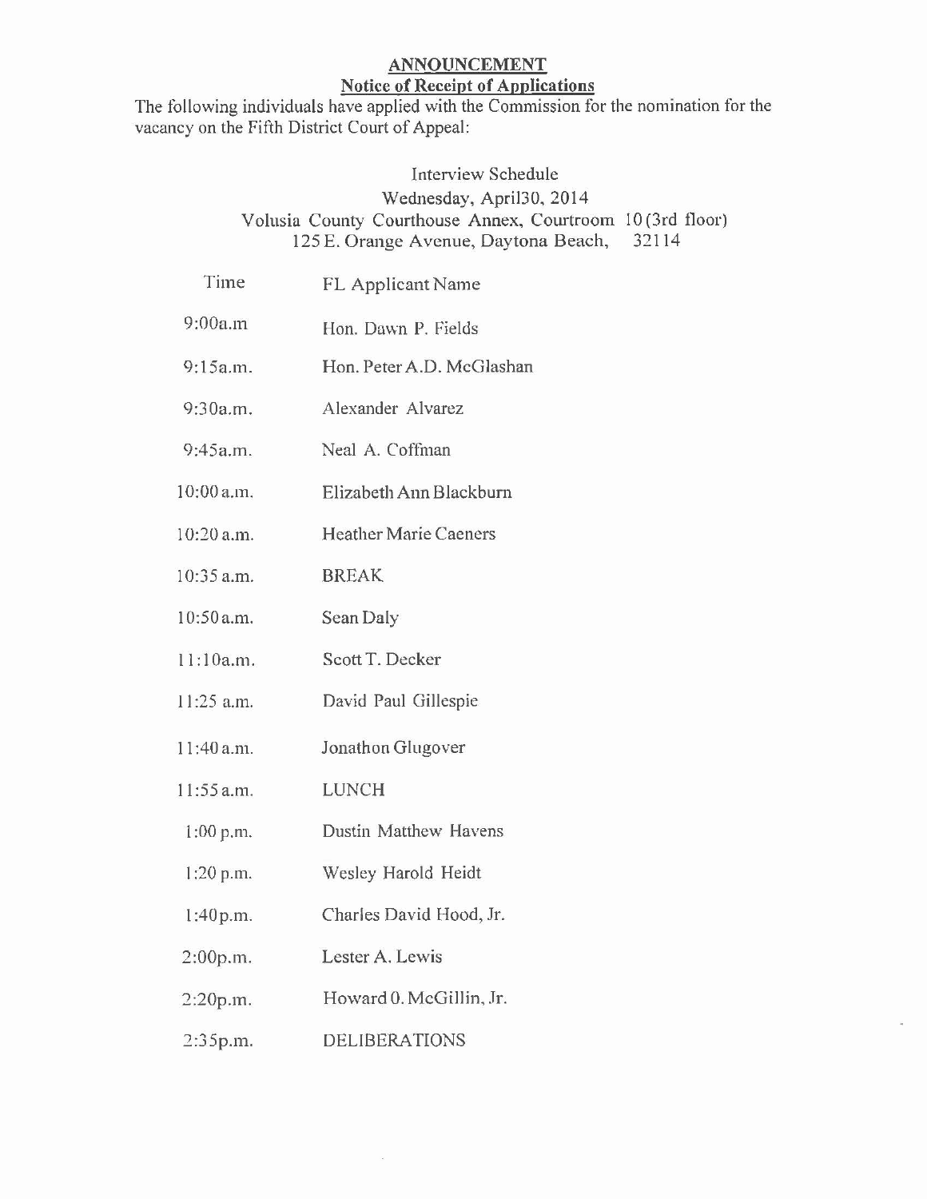# ANNOUNCEMENT

## Notice of Receipt of Applications

The following individuals have applied with the Commission for the nomination for the vacancy on the Fifth District Court of Appeal:

Interview Schedule
Wednesday, April30, 2014
Volusia County Courthouse Annex, Courtroom 10 (3rd floor)
125 E. Orange Avenue, Daytona Beach, 32114

| Time | FL Applicant Name |
| --- | --- |
| 9:00a.m | Hon. Dawn P. Fields |
| 9:15a.m. | Hon. Peter A.D. McGlashan |
| 9:30a.m. | Alexander Alvarez |
| 9:45a.m. | Neal A. Coffman |
| 10:00 a.m. | Elizabeth Ann Blackburn |
| 10:20 a.m. | Heather Marie Caeners |
| 10:35 a.m. | BREAK |
| 10:50 a.m. | Sean Daly |
| 11:10a.m. | Scott T. Decker |
| 11:25 a.m. | David Paul Gillespie |
| 11:40 a.m. | Jonathon Glugover |
| 11:55 a.m. | LUNCH |
| 1:00 p.m. | Dustin Matthew Havens |
| 1:20 p.m. | Wesley Harold Heidt |
| 1:40p.m. | Charles David Hood, Jr. |
| 2:00p.m. | Lester A. Lewis |
| 2:20p.m. | Howard 0. McGillin, Jr. |
| 2:35p.m. | DELIBERATIONS |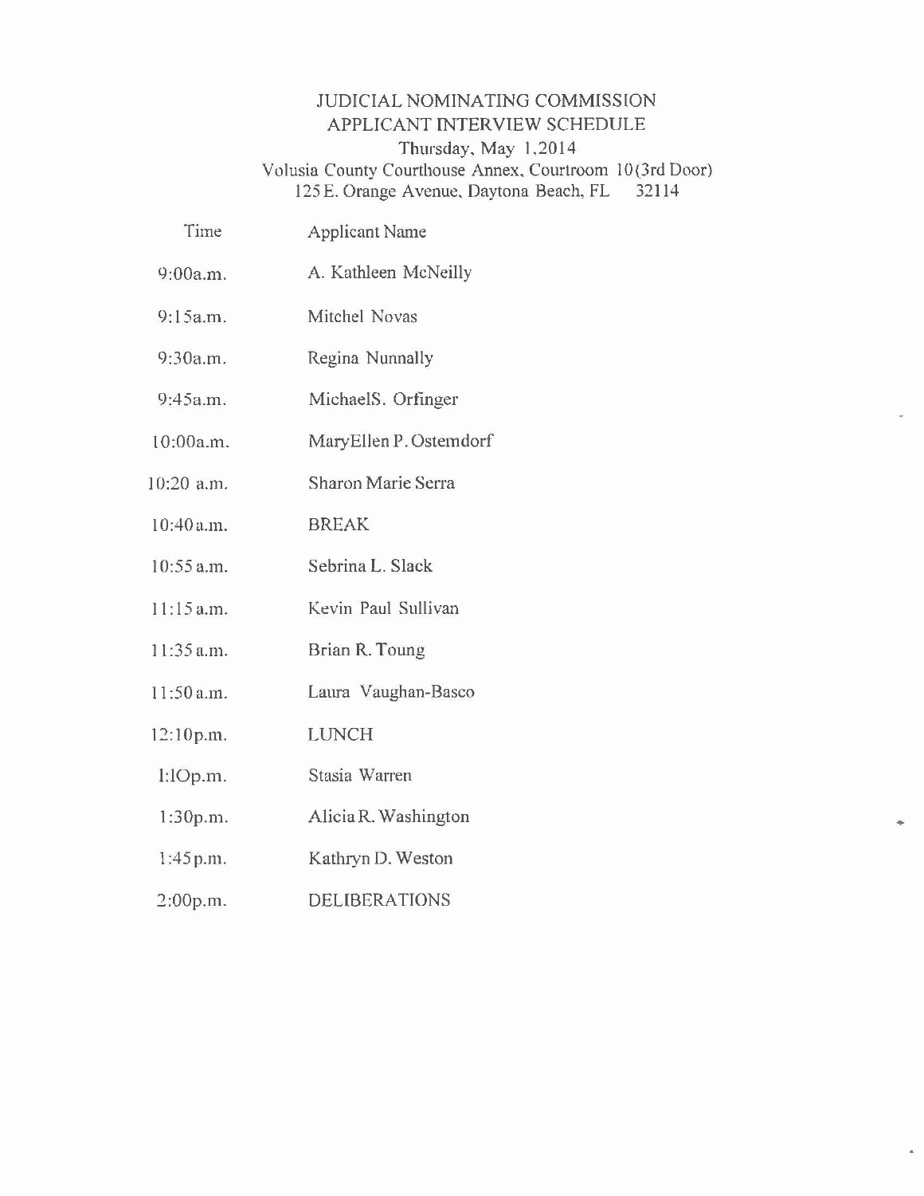# JUDICIAL NOMINATING COMMISSION
## APPLICANT INTERVIEW SCHEDULE

Thursday, May 1, 2014
Volusia County Courthouse Annex, Courtroom 10 (3rd Door)
125 E. Orange Avenue, Daytona Beach, FL 32114

| Time | Applicant Name |
|---|---|
| 9:00a.m. | A. Kathleen McNeilly |
| 9:15a.m. | Mitchel Novas |
| 9:30a.m. | Regina Nunnally |
| 9:45a.m. | MichaelS. Orfinger |
| 10:00a.m. | MaryEllen P. Ostemdorf |
| 10:20 a.m. | Sharon Marie Serra |
| 10:40 a.m. | BREAK |
| 10:55 a.m. | Sebrina L. Slack |
| 11:15 a.m. | Kevin Paul Sullivan |
| 11:35 a.m. | Brian R. Toung |
| 11:50 a.m. | Laura Vaughan-Basco |
| 12:10p.m. | LUNCH |
| 1:lOp.m. | Stasia Warren |
| 1:30p.m. | Alicia R. Washington |
| 1:45 p.m. | Kathryn D. Weston |
| 2:00p.m. | DELIBERATIONS |